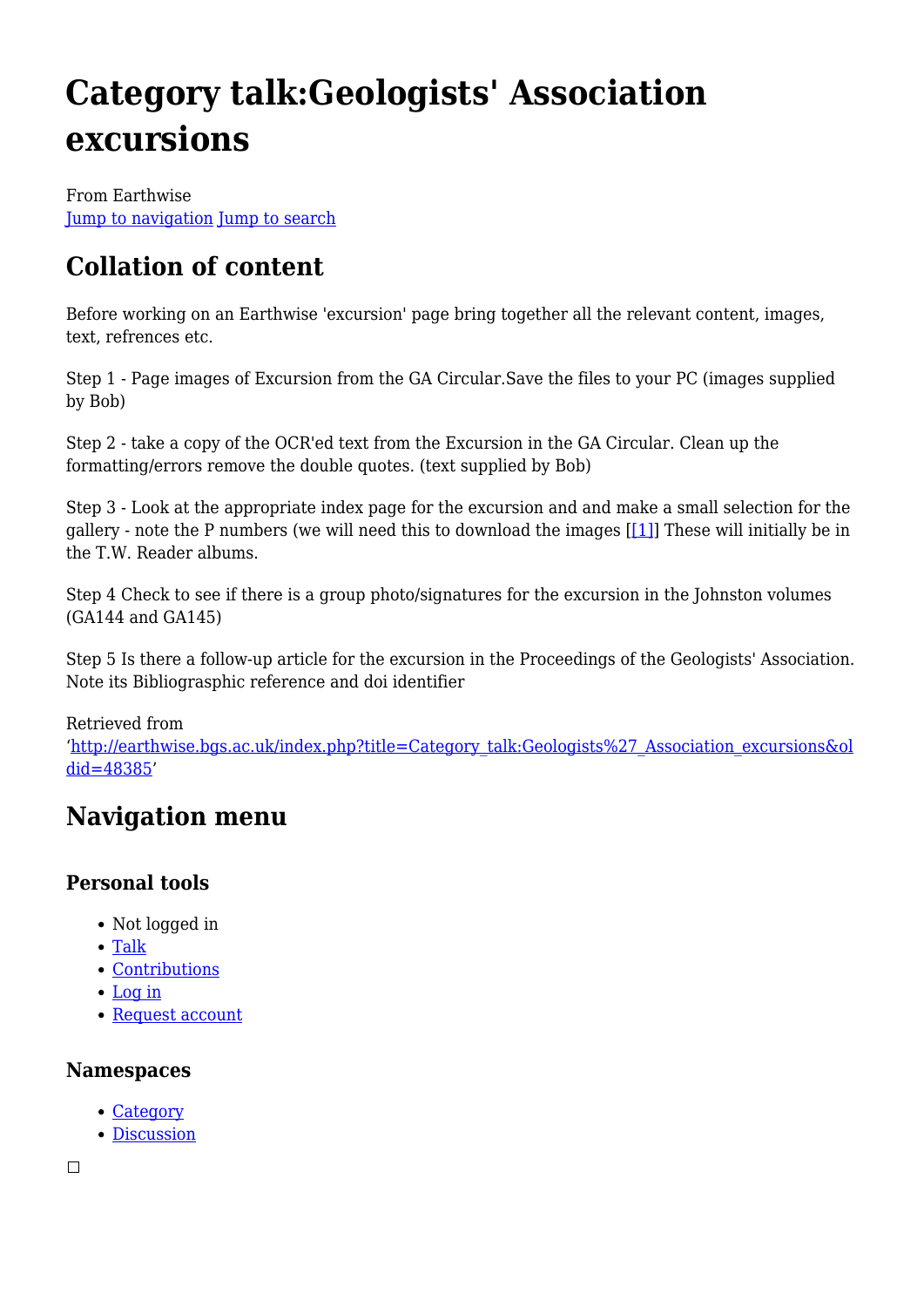# Category talk:Geologists' Association excursions

From Earthwise
Jump to navigation Jump to search

## Collation of content

Before working on an Earthwise 'excursion' page bring together all the relevant content, images, text, refrences etc.

Step 1 - Page images of Excursion from the GA Circular.Save the files to your PC (images supplied by Bob)

Step 2 - take a copy of the OCR'ed text from the Excursion in the GA Circular. Clean up the formatting/errors remove the double quotes. (text supplied by Bob)

Step 3 - Look at the appropriate index page for the excursion and and make a small selection for the gallery - note the P numbers (we will need this to download the images [[1]] These will initially be in the T.W. Reader albums.

Step 4 Check to see if there is a group photo/signatures for the excursion in the Johnston volumes (GA144 and GA145)

Step 5 Is there a follow-up article for the excursion in the Proceedings of the Geologists' Association. Note its Bibliograsphic reference and doi identifier

Retrieved from 'http://earthwise.bgs.ac.uk/index.php?title=Category_talk:Geologists%27_Association_excursions&oldid=48385'

## Navigation menu

### Personal tools

- Not logged in
- Talk
- Contributions
- Log in
- Request account

### Namespaces

- Category
- Discussion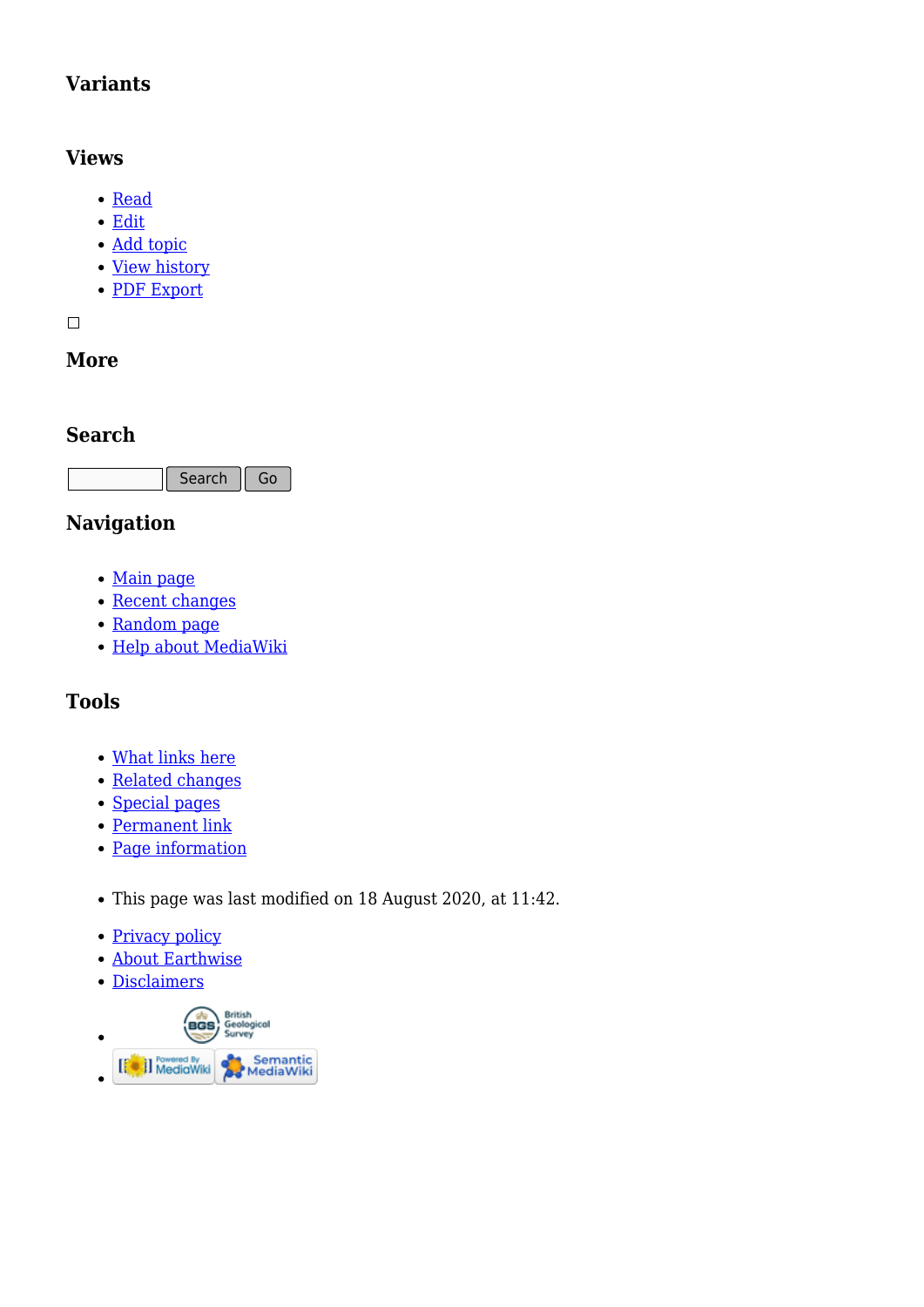## Variants

## Views

- Read
- Edit
- Add topic
- View history
- PDF Export

☐

## More

## Search

Search Go

## Navigation

- Main page
- Recent changes
- Random page
- Help about MediaWiki

## Tools

- What links here
- Related changes
- Special pages
- Permanent link
- Page information

- This page was last modified on 18 August 2020, at 11:42.

- Privacy policy
- About Earthwise
- Disclaimers